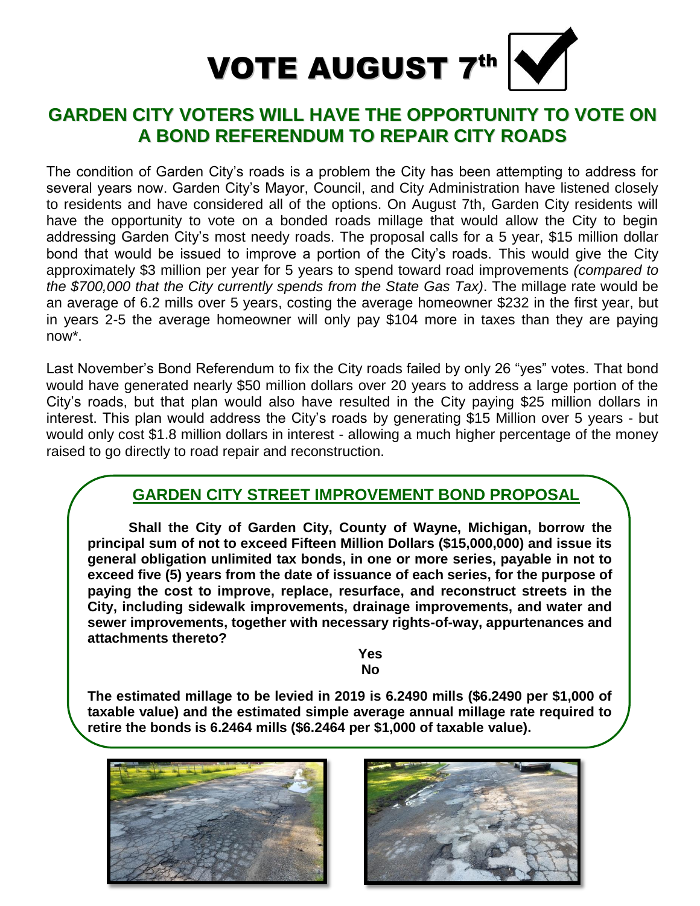# VOTE AUGUST 7th ☑

## GARDEN CITY VOTERS WILL HAVE THE OPPORTUNITY TO VOTE ON A BOND REFERENDUM TO REPAIR CITY ROADS

The condition of Garden City's roads is a problem the City has been attempting to address for several years now. Garden City's Mayor, Council, and City Administration have listened closely to residents and have considered all of the options. On August 7th, Garden City residents will have the opportunity to vote on a bonded roads millage that would allow the City to begin addressing Garden City's most needy roads. The proposal calls for a 5 year, $15 million dollar bond that would be issued to improve a portion of the City's roads. This would give the City approximately $3 million per year for 5 years to spend toward road improvements *(compared to the $700,000 that the City currently spends from the State Gas Tax)*. The millage rate would be an average of 6.2 mills over 5 years, costing the average homeowner $232 in the first year, but in years 2-5 the average homeowner will only pay $104 more in taxes than they are paying now*.

Last November's Bond Referendum to fix the City roads failed by only 26 "yes" votes. That bond would have generated nearly $50 million dollars over 20 years to address a large portion of the City's roads, but that plan would also have resulted in the City paying $25 million dollars in interest. This plan would address the City's roads by generating $15 Million over 5 years - but would only cost $1.8 million dollars in interest - allowing a much higher percentage of the money raised to go directly to road repair and reconstruction.

### GARDEN CITY STREET IMPROVEMENT BOND PROPOSAL

**Shall the City of Garden City, County of Wayne, Michigan, borrow the principal sum of not to exceed Fifteen Million Dollars ($15,000,000) and issue its general obligation unlimited tax bonds, in one or more series, payable in not to exceed five (5) years from the date of issuance of each series, for the purpose of paying the cost to improve, replace, resurface, and reconstruct streets in the City, including sidewalk improvements, drainage improvements, and water and sewer improvements, together with necessary rights-of-way, appurtenances and attachments thereto?**

**Yes**
**No**

**The estimated millage to be levied in 2019 is 6.2490 mills ($6.2490 per $1,000 of taxable value) and the estimated simple average annual millage rate required to retire the bonds is 6.2464 mills ($6.2464 per $1,000 of taxable value).**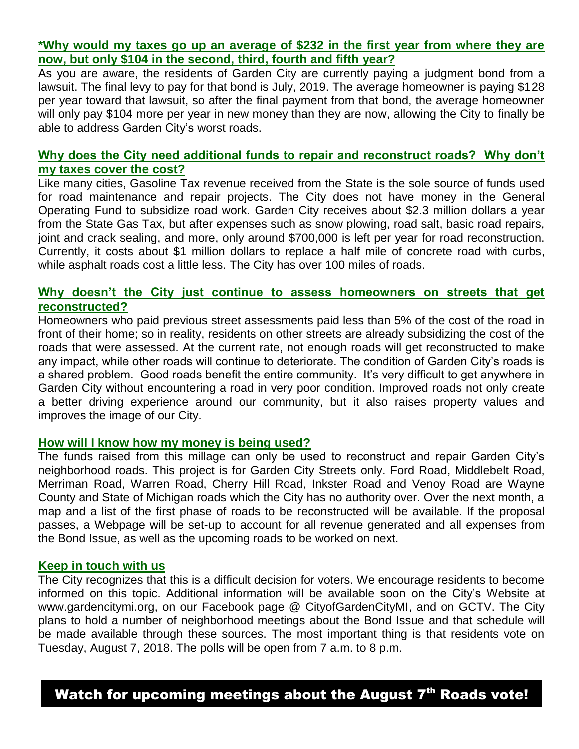### *Why would my taxes go up an average of $232 in the first year from where they are now, but only $104 in the second, third, fourth and fifth year?

As you are aware, the residents of Garden City are currently paying a judgment bond from a lawsuit. The final levy to pay for that bond is July, 2019. The average homeowner is paying $128 per year toward that lawsuit, so after the final payment from that bond, the average homeowner will only pay $104 more per year in new money than they are now, allowing the City to finally be able to address Garden City's worst roads.

### Why does the City need additional funds to repair and reconstruct roads? Why don't my taxes cover the cost?

Like many cities, Gasoline Tax revenue received from the State is the sole source of funds used for road maintenance and repair projects. The City does not have money in the General Operating Fund to subsidize road work. Garden City receives about $2.3 million dollars a year from the State Gas Tax, but after expenses such as snow plowing, road salt, basic road repairs, joint and crack sealing, and more, only around $700,000 is left per year for road reconstruction. Currently, it costs about $1 million dollars to replace a half mile of concrete road with curbs, while asphalt roads cost a little less. The City has over 100 miles of roads.

### Why doesn't the City just continue to assess homeowners on streets that get reconstructed?

Homeowners who paid previous street assessments paid less than 5% of the cost of the road in front of their home; so in reality, residents on other streets are already subsidizing the cost of the roads that were assessed. At the current rate, not enough roads will get reconstructed to make any impact, while other roads will continue to deteriorate. The condition of Garden City's roads is a shared problem. Good roads benefit the entire community. It's very difficult to get anywhere in Garden City without encountering a road in very poor condition. Improved roads not only create a better driving experience around our community, but it also raises property values and improves the image of our City.

### How will I know how my money is being used?

The funds raised from this millage can only be used to reconstruct and repair Garden City's neighborhood roads. This project is for Garden City Streets only. Ford Road, Middlebelt Road, Merriman Road, Warren Road, Cherry Hill Road, Inkster Road and Venoy Road are Wayne County and State of Michigan roads which the City has no authority over. Over the next month, a map and a list of the first phase of roads to be reconstructed will be available. If the proposal passes, a Webpage will be set-up to account for all revenue generated and all expenses from the Bond Issue, as well as the upcoming roads to be worked on next.

### Keep in touch with us

The City recognizes that this is a difficult decision for voters. We encourage residents to become informed on this topic. Additional information will be available soon on the City's Website at www.gardencitymi.org, on our Facebook page @ CityofGardenCityMI, and on GCTV. The City plans to hold a number of neighborhood meetings about the Bond Issue and that schedule will be made available through these sources. The most important thing is that residents vote on Tuesday, August 7, 2018. The polls will be open from 7 a.m. to 8 p.m.

**Watch for upcoming meetings about the August 7th Roads vote!**